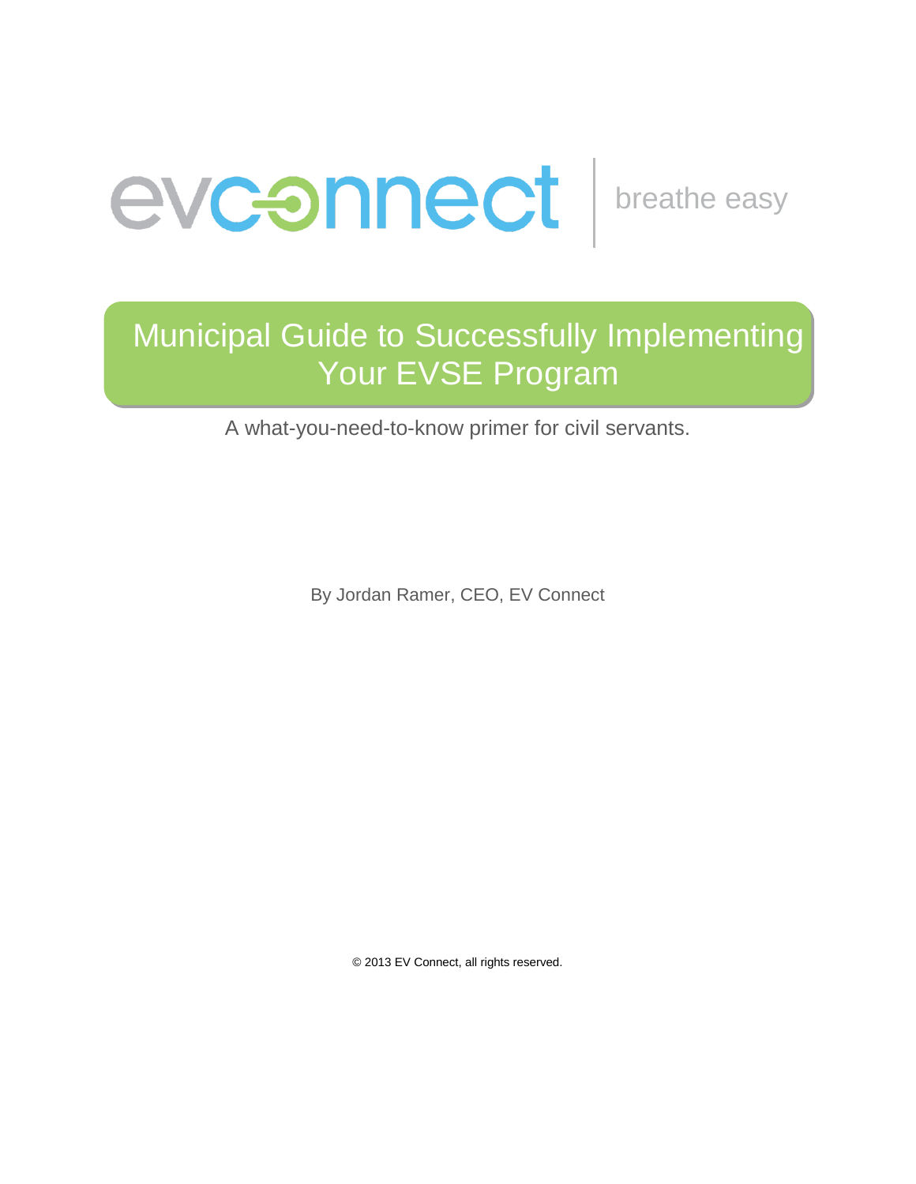evconnect | breathe easy

# Municipal Guide to Successfully Implementing Your EVSE Program

A what-you-need-to-know primer for civil servants.

By Jordan Ramer, CEO, EV Connect

© 2013 EV Connect, all rights reserved.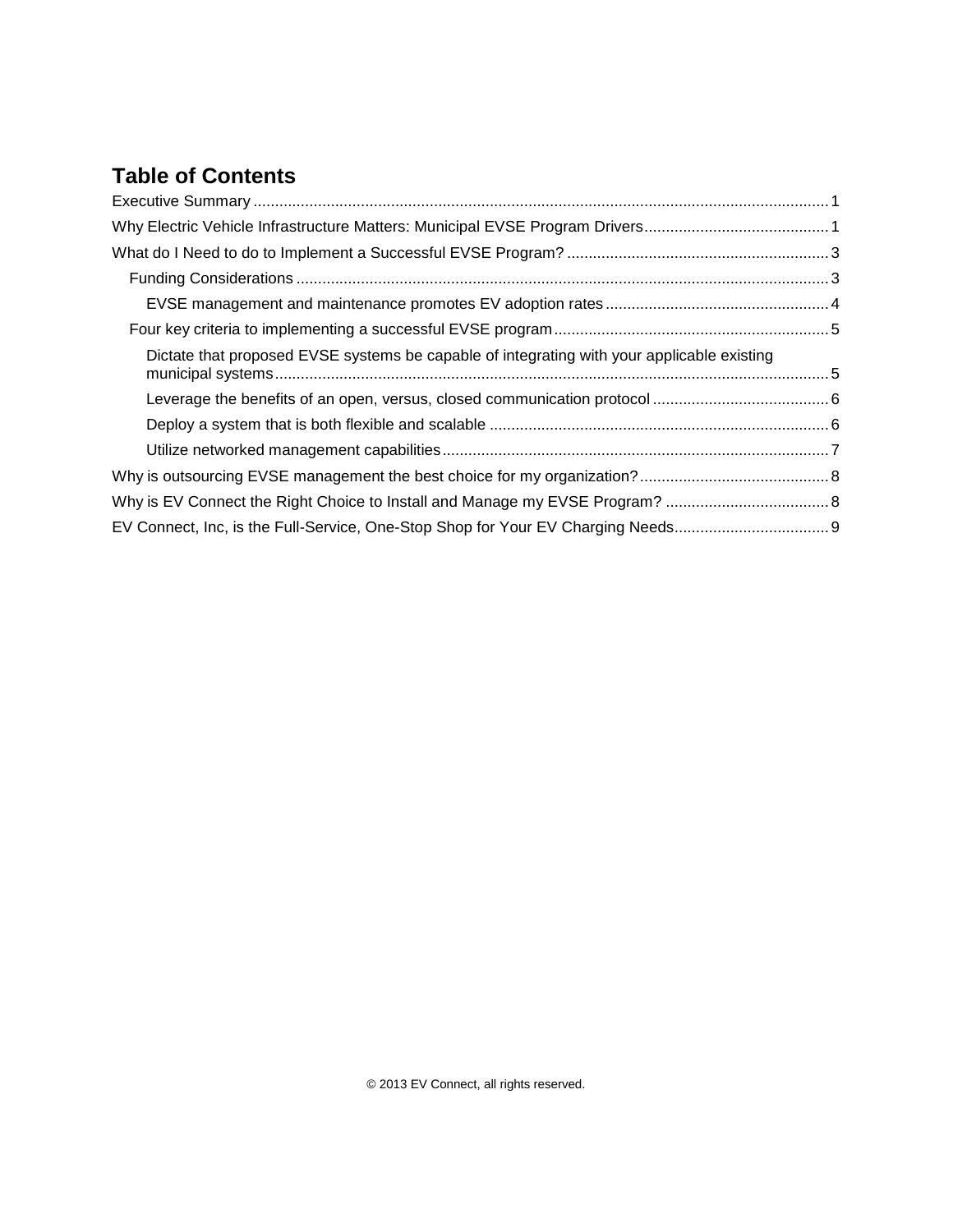# Table of Contents

- Executive Summary ..... 1
- Why Electric Vehicle Infrastructure Matters: Municipal EVSE Program Drivers ..... 1
- What do I Need to do to Implement a Successful EVSE Program? ..... 3
  - Funding Considerations ..... 3
    - EVSE management and maintenance promotes EV adoption rates ..... 4
  - Four key criteria to implementing a successful EVSE program ..... 5
    - Dictate that proposed EVSE systems be capable of integrating with your applicable existing municipal systems ..... 5
    - Leverage the benefits of an open, versus, closed communication protocol ..... 6
    - Deploy a system that is both flexible and scalable ..... 6
    - Utilize networked management capabilities ..... 7
- Why is outsourcing EVSE management the best choice for my organization? ..... 8
- Why is EV Connect the Right Choice to Install and Manage my EVSE Program? ..... 8
- EV Connect, Inc, is the Full-Service, One-Stop Shop for Your EV Charging Needs ..... 9

© 2013 EV Connect, all rights reserved.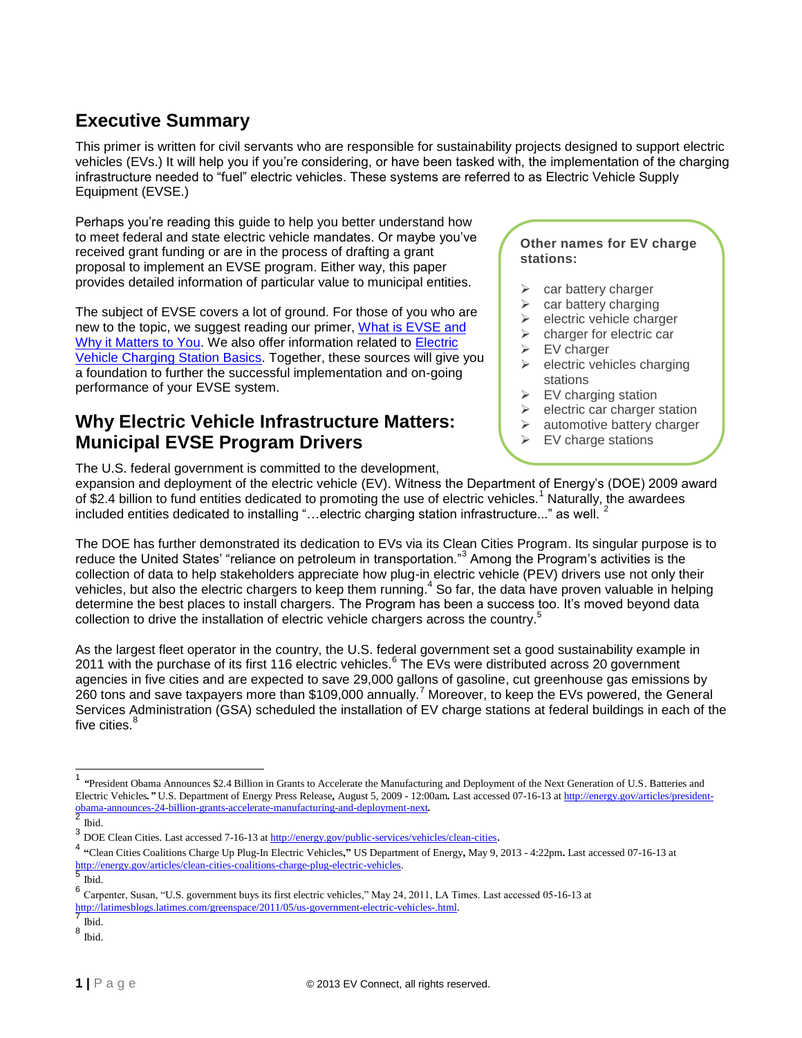## Executive Summary

This primer is written for civil servants who are responsible for sustainability projects designed to support electric vehicles (EVs.) It will help you if you're considering, or have been tasked with, the implementation of the charging infrastructure needed to "fuel" electric vehicles. These systems are referred to as Electric Vehicle Supply Equipment (EVSE.)

Perhaps you're reading this guide to help you better understand how to meet federal and state electric vehicle mandates. Or maybe you've received grant funding or are in the process of drafting a grant proposal to implement an EVSE program. Either way, this paper provides detailed information of particular value to municipal entities.

The subject of EVSE covers a lot of ground. For those of you who are new to the topic, we suggest reading our primer, [What is EVSE and Why it Matters to You](). We also offer information related to [Electric Vehicle Charging Station Basics](). Together, these sources will give you a foundation to further the successful implementation and on-going performance of your EVSE system.

**Other names for EV charge stations:**

- car battery charger
- car battery charging
- electric vehicle charger
- charger for electric car
- EV charger
- electric vehicles charging stations
- EV charging station
- electric car charger station
- automotive battery charger
- EV charge stations

## Why Electric Vehicle Infrastructure Matters: Municipal EVSE Program Drivers

The U.S. federal government is committed to the development, expansion and deployment of the electric vehicle (EV). Witness the Department of Energy's (DOE) 2009 award of $2.4 billion to fund entities dedicated to promoting the use of electric vehicles.[1] Naturally, the awardees included entities dedicated to installing "…electric charging station infrastructure..." as well.[2]

The DOE has further demonstrated its dedication to EVs via its Clean Cities Program. Its singular purpose is to reduce the United States' "reliance on petroleum in transportation."[3] Among the Program's activities is the collection of data to help stakeholders appreciate how plug-in electric vehicle (PEV) drivers use not only their vehicles, but also the electric chargers to keep them running.[4] So far, the data have proven valuable in helping determine the best places to install chargers. The Program has been a success too. It's moved beyond data collection to drive the installation of electric vehicle chargers across the country.[5]

As the largest fleet operator in the country, the U.S. federal government set a good sustainability example in 2011 with the purchase of its first 116 electric vehicles.[6] The EVs were distributed across 20 government agencies in five cities and are expected to save 29,000 gallons of gasoline, cut greenhouse gas emissions by 260 tons and save taxpayers more than $109,000 annually.[7] Moreover, to keep the EVs powered, the General Services Administration (GSA) scheduled the installation of EV charge stations at federal buildings in each of the five cities.[8]

---

[1] **"**President Obama Announces $2.4 Billion in Grants to Accelerate the Manufacturing and Deployment of the Next Generation of U.S. Batteries and Electric Vehicles*.***"** U.S. Department of Energy Press Release**,** August 5, 2009 - 12:00am**.** Last accessed 07-16-13 at http://energy.gov/articles/president-obama-announces-24-billion-grants-accelerate-manufacturing-and-deployment-next**.**

[2] Ibid.

[3] DOE Clean Cities. Last accessed 7-16-13 at http://energy.gov/public-services/vehicles/clean-cities.

[4] **"**Clean Cities Coalitions Charge Up Plug-In Electric Vehicles**,"** US Department of Energy**,** May 9, 2013 - 4:22pm**.** Last accessed 07-16-13 at http://energy.gov/articles/clean-cities-coalitions-charge-plug-electric-vehicles.

[5] Ibid.

[6] Carpenter, Susan, "U.S. government buys its first electric vehicles," May 24, 2011, LA Times. Last accessed 05-16-13 at http://latimesblogs.latimes.com/greenspace/2011/05/us-government-electric-vehicles-.html.

[7] Ibid.

[8] Ibid.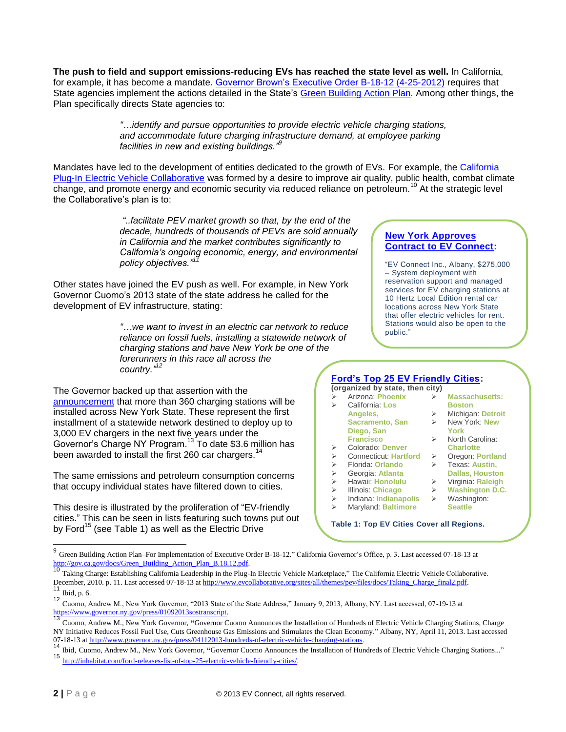**The push to field and support emissions-reducing EVs has reached the state level as well.** In California, for example, it has become a mandate. Governor Brown's Executive Order B-18-12 (4-25-2012) requires that State agencies implement the actions detailed in the State's Green Building Action Plan. Among other things, the Plan specifically directs State agencies to:

> *"…identify and pursue opportunities to provide electric vehicle charging stations, and accommodate future charging infrastructure demand, at employee parking facilities in new and existing buildings."*[9]

Mandates have led to the development of entities dedicated to the growth of EVs. For example, the California Plug-In Electric Vehicle Collaborative was formed by a desire to improve air quality, public health, combat climate change, and promote energy and economic security via reduced reliance on petroleum.[10] At the strategic level the Collaborative's plan is to:

> *"..facilitate PEV market growth so that, by the end of the decade, hundreds of thousands of PEVs are sold annually in California and the market contributes significantly to California's ongoing economic, energy, and environmental policy objectives."*[11]

Other states have joined the EV push as well. For example, in New York Governor Cuomo's 2013 state of the state address he called for the development of EV infrastructure, stating:

> *"…we want to invest in an electric car network to reduce reliance on fossil fuels, installing a statewide network of charging stations and have New York be one of the forerunners in this race all across the country."*[12]

The Governor backed up that assertion with the announcement that more than 360 charging stations will be installed across New York State. These represent the first installment of a statewide network destined to deploy up to 3,000 EV chargers in the next five years under the Governor's Charge NY Program.[13] To date $3.6 million has been awarded to install the first 260 car chargers.[14]

The same emissions and petroleum consumption concerns that occupy individual states have filtered down to cities.

This desire is illustrated by the proliferation of "EV-friendly cities." This can be seen in lists featuring such towns put out by Ford[15] (see Table 1) as well as the Electric Drive

**New York Approves Contract to EV Connect:**

"EV Connect Inc., Albany, $275,000 – System deployment with reservation support and managed services for EV charging stations at 10 Hertz Local Edition rental car locations across New York State that offer electric vehicles for rent. Stations would also be open to the public."

**Ford's Top 25 EV Friendly Cities:**

**(organized by state, then city)**

- Arizona: **Phoenix**
- California: **Los Angeles, Sacramento, San Diego, San Francisco**
- Colorado: **Denver**
- Connecticut: **Hartford**
- Florida: **Orlando**
- Georgia: **Atlanta**
- Hawaii: **Honolulu**
- Illinois: **Chicago**
- Indiana: **Indianapolis**
- Maryland: **Baltimore**
- **Massachusetts: Boston**
- Michigan: **Detroit**
- New York: **New York**
- North Carolina: **Charlotte**
- Oregon: **Portland**
- Texas: **Austin, Dallas, Houston**
- Virginia: **Raleigh**
- **Washington D.C.**
- Washington: **Seattle**

**Table 1: Top EV Cities Cover all Regions.**

---

[9] Green Building Action Plan–For Implementation of Executive Order B-18-12." California Governor's Office, p. 3. Last accessed 07-18-13 at http://gov.ca.gov/docs/Green_Building_Action_Plan_B.18.12.pdf.

[10] Taking Charge: Establishing California Leadership in the Plug-In Electric Vehicle Marketplace," The California Electric Vehicle Collaborative. December, 2010. p. 11. Last accessed 07-18-13 at http://www.evcollaborative.org/sites/all/themes/pev/files/docs/Taking_Charge_final2.pdf.

[11] Ibid, p. 6.

[12] Cuomo, Andrew M., New York Governor, "2013 State of the State Address," January 9, 2013, Albany, NY. Last accessed, 07-19-13 at https://www.governor.ny.gov/press/01092013sostranscript.

[13] Cuomo, Andrew M., New York Governor, "Governor Cuomo Announces the Installation of Hundreds of Electric Vehicle Charging Stations, Charge NY Initiative Reduces Fossil Fuel Use, Cuts Greenhouse Gas Emissions and Stimulates the Clean Economy." Albany, NY, April 11, 2013. Last accessed 07-18-13 at http://www.governor.ny.gov/press/04112013-hundreds-of-electric-vehicle-charging-stations.

[14] Ibid, Cuomo, Andrew M., New York Governor, "Governor Cuomo Announces the Installation of Hundreds of Electric Vehicle Charging Stations..."

[15] http://inhabitat.com/ford-releases-list-of-top-25-electric-vehicle-friendly-cities/.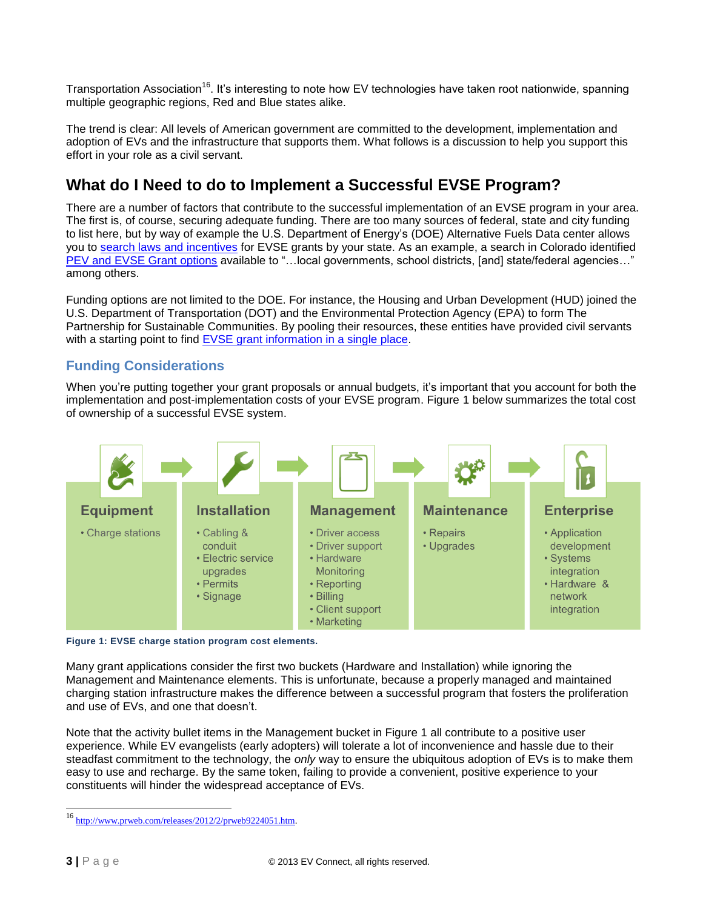Transportation Association[16]. It's interesting to note how EV technologies have taken root nationwide, spanning multiple geographic regions, Red and Blue states alike.

The trend is clear: All levels of American government are committed to the development, implementation and adoption of EVs and the infrastructure that supports them. What follows is a discussion to help you support this effort in your role as a civil servant.

## What do I Need to do to Implement a Successful EVSE Program?

There are a number of factors that contribute to the successful implementation of an EVSE program in your area. The first is, of course, securing adequate funding. There are too many sources of federal, state and city funding to list here, but by way of example the U.S. Department of Energy's (DOE) Alternative Fuels Data center allows you to search laws and incentives for EVSE grants by your state. As an example, a search in Colorado identified PEV and EVSE Grant options available to "…local governments, school districts, [and] state/federal agencies…" among others.

Funding options are not limited to the DOE. For instance, the Housing and Urban Development (HUD) joined the U.S. Department of Transportation (DOT) and the Environmental Protection Agency (EPA) to form The Partnership for Sustainable Communities. By pooling their resources, these entities have provided civil servants with a starting point to find EVSE grant information in a single place.

### Funding Considerations

When you're putting together your grant proposals or annual budgets, it's important that you account for both the implementation and post-implementation costs of your EVSE program. Figure 1 below summarizes the total cost of ownership of a successful EVSE system.

| Equipment | Installation | Management | Maintenance | Enterprise |
|---|---|---|---|---|
| • Charge stations | • Cabling & conduit<br>• Electric service upgrades<br>• Permits<br>• Signage | • Driver access<br>• Driver support<br>• Hardware Monitoring<br>• Reporting<br>• Billing<br>• Client support<br>• Marketing | • Repairs<br>• Upgrades | • Application development<br>• Systems integration<br>• Hardware & network integration |

**Figure 1: EVSE charge station program cost elements.**

Many grant applications consider the first two buckets (Hardware and Installation) while ignoring the Management and Maintenance elements. This is unfortunate, because a properly managed and maintained charging station infrastructure makes the difference between a successful program that fosters the proliferation and use of EVs, and one that doesn't.

Note that the activity bullet items in the Management bucket in Figure 1 all contribute to a positive user experience. While EV evangelists (early adopters) will tolerate a lot of inconvenience and hassle due to their steadfast commitment to the technology, the *only* way to ensure the ubiquitous adoption of EVs is to make them easy to use and recharge. By the same token, failing to provide a convenient, positive experience to your constituents will hinder the widespread acceptance of EVs.

[16] http://www.prweb.com/releases/2012/2/prweb9224051.htm.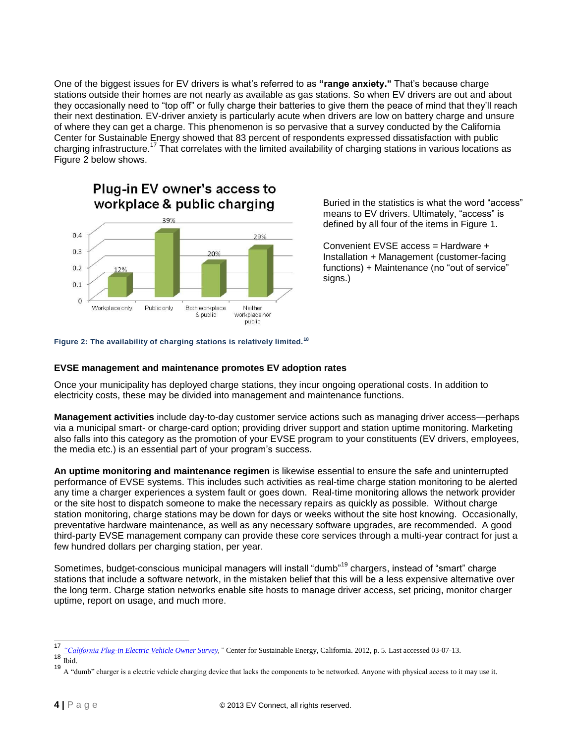One of the biggest issues for EV drivers is what's referred to as **"range anxiety."** That's because charge stations outside their homes are not nearly as available as gas stations. So when EV drivers are out and about they occasionally need to "top off" or fully charge their batteries to give them the peace of mind that they'll reach their next destination. EV-driver anxiety is particularly acute when drivers are low on battery charge and unsure of where they can get a charge. This phenomenon is so pervasive that a survey conducted by the California Center for Sustainable Energy showed that 83 percent of respondents expressed dissatisfaction with public charging infrastructure.[17] That correlates with the limited availability of charging stations in various locations as Figure 2 below shows.

**Plug-in EV owner's access to workplace & public charging**

| Workplace only | Public only | Both workplace & public | Neither workplace nor public |
|---|---|---|---|
| 12% | 39% | 20% | 29% |

**Figure 2: The availability of charging stations is relatively limited.**[18]

Buried in the statistics is what the word "access" means to EV drivers. Ultimately, "access" is defined by all four of the items in Figure 1.

Convenient EVSE access = Hardware + Installation + Management (customer-facing functions) + Maintenance (no "out of service" signs.)

### EVSE management and maintenance promotes EV adoption rates

Once your municipality has deployed charge stations, they incur ongoing operational costs. In addition to electricity costs, these may be divided into management and maintenance functions.

**Management activities** include day-to-day customer service actions such as managing driver access—perhaps via a municipal smart- or charge-card option; providing driver support and station uptime monitoring. Marketing also falls into this category as the promotion of your EVSE program to your constituents (EV drivers, employees, the media etc.) is an essential part of your program's success.

**An uptime monitoring and maintenance regimen** is likewise essential to ensure the safe and uninterrupted performance of EVSE systems. This includes such activities as real-time charge station monitoring to be alerted any time a charger experiences a system fault or goes down. Real-time monitoring allows the network provider or the site host to dispatch someone to make the necessary repairs as quickly as possible. Without charge station monitoring, charge stations may be down for days or weeks without the site host knowing. Occasionally, preventative hardware maintenance, as well as any necessary software upgrades, are recommended. A good third-party EVSE management company can provide these core services through a multi-year contract for just a few hundred dollars per charging station, per year.

Sometimes, budget-conscious municipal managers will install "dumb"[19] chargers, instead of "smart" charge stations that include a software network, in the mistaken belief that this will be a less expensive alternative over the long term. Charge station networks enable site hosts to manage driver access, set pricing, monitor charger uptime, report on usage, and much more.

---

[17] *"California Plug-in Electric Vehicle Owner Survey,"* Center for Sustainable Energy, California. 2012, p. 5. Last accessed 03-07-13.

[18] Ibid.

[19] A "dumb" charger is a electric vehicle charging device that lacks the components to be networked. Anyone with physical access to it may use it.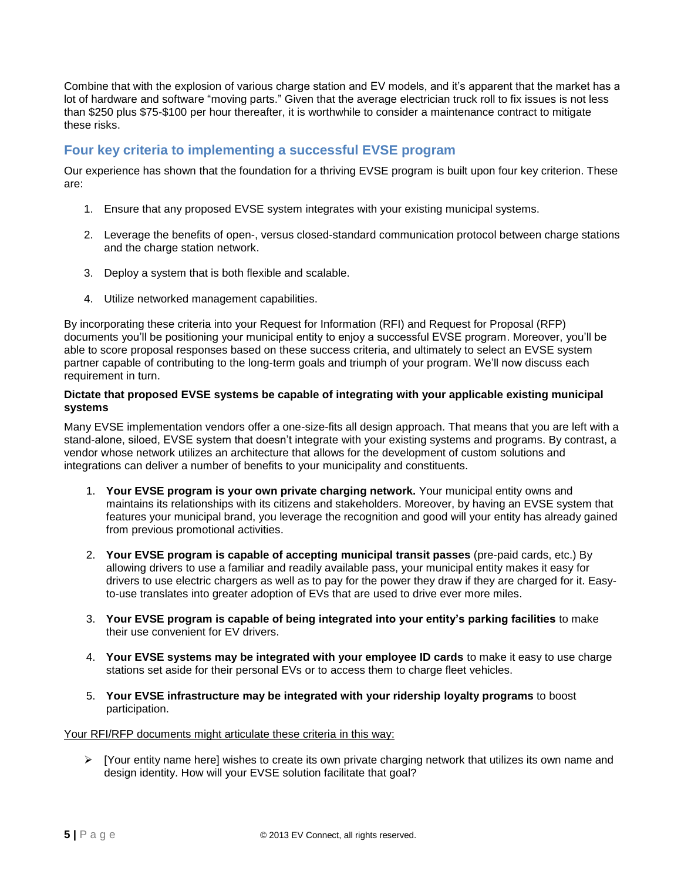Combine that with the explosion of various charge station and EV models, and it's apparent that the market has a lot of hardware and software "moving parts." Given that the average electrician truck roll to fix issues is not less than $250 plus $75-$100 per hour thereafter, it is worthwhile to consider a maintenance contract to mitigate these risks.

## Four key criteria to implementing a successful EVSE program

Our experience has shown that the foundation for a thriving EVSE program is built upon four key criterion. These are:

1. Ensure that any proposed EVSE system integrates with your existing municipal systems.

2. Leverage the benefits of open-, versus closed-standard communication protocol between charge stations and the charge station network.

3. Deploy a system that is both flexible and scalable.

4. Utilize networked management capabilities.

By incorporating these criteria into your Request for Information (RFI) and Request for Proposal (RFP) documents you'll be positioning your municipal entity to enjoy a successful EVSE program. Moreover, you'll be able to score proposal responses based on these success criteria, and ultimately to select an EVSE system partner capable of contributing to the long-term goals and triumph of your program. We'll now discuss each requirement in turn.

**Dictate that proposed EVSE systems be capable of integrating with your applicable existing municipal systems**

Many EVSE implementation vendors offer a one-size-fits all design approach. That means that you are left with a stand-alone, siloed, EVSE system that doesn't integrate with your existing systems and programs. By contrast, a vendor whose network utilizes an architecture that allows for the development of custom solutions and integrations can deliver a number of benefits to your municipality and constituents.

1. **Your EVSE program is your own private charging network.** Your municipal entity owns and maintains its relationships with its citizens and stakeholders. Moreover, by having an EVSE system that features your municipal brand, you leverage the recognition and good will your entity has already gained from previous promotional activities.

2. **Your EVSE program is capable of accepting municipal transit passes** (pre-paid cards, etc.) By allowing drivers to use a familiar and readily available pass, your municipal entity makes it easy for drivers to use electric chargers as well as to pay for the power they draw if they are charged for it. Easy-to-use translates into greater adoption of EVs that are used to drive ever more miles.

3. **Your EVSE program is capable of being integrated into your entity's parking facilities** to make their use convenient for EV drivers.

4. **Your EVSE systems may be integrated with your employee ID cards** to make it easy to use charge stations set aside for their personal EVs or to access them to charge fleet vehicles.

5. **Your EVSE infrastructure may be integrated with your ridership loyalty programs** to boost participation.

<u>Your RFI/RFP documents might articulate these criteria in this way:</u>

- [Your entity name here] wishes to create its own private charging network that utilizes its own name and design identity. How will your EVSE solution facilitate that goal?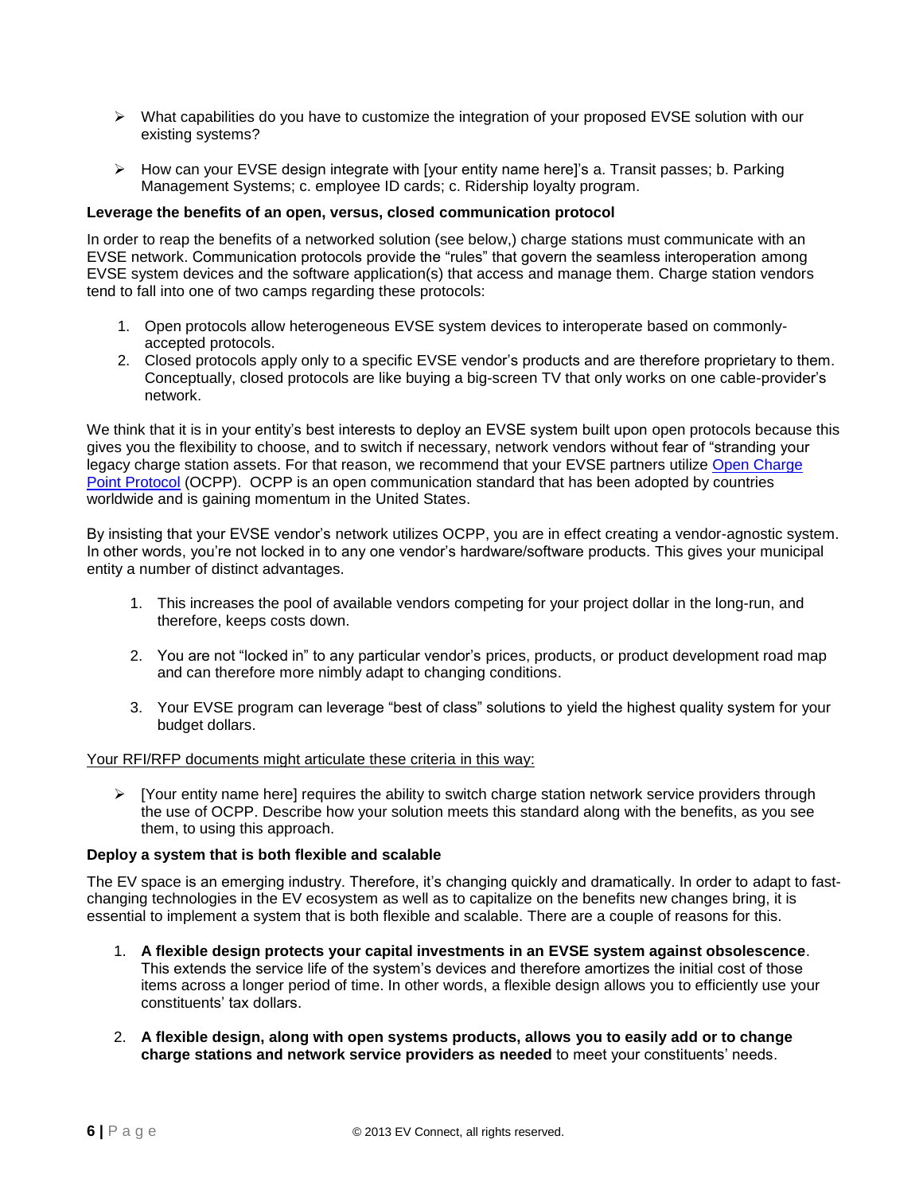- What capabilities do you have to customize the integration of your proposed EVSE solution with our existing systems?

- How can your EVSE design integrate with [your entity name here]'s a. Transit passes; b. Parking Management Systems; c. employee ID cards; c. Ridership loyalty program.

**Leverage the benefits of an open, versus, closed communication protocol**

In order to reap the benefits of a networked solution (see below,) charge stations must communicate with an EVSE network. Communication protocols provide the "rules" that govern the seamless interoperation among EVSE system devices and the software application(s) that access and manage them. Charge station vendors tend to fall into one of two camps regarding these protocols:

1. Open protocols allow heterogeneous EVSE system devices to interoperate based on commonly-accepted protocols.
2. Closed protocols apply only to a specific EVSE vendor's products and are therefore proprietary to them. Conceptually, closed protocols are like buying a big-screen TV that only works on one cable-provider's network.

We think that it is in your entity's best interests to deploy an EVSE system built upon open protocols because this gives you the flexibility to choose, and to switch if necessary, network vendors without fear of "stranding your legacy charge station assets. For that reason, we recommend that your EVSE partners utilize Open Charge Point Protocol (OCPP). OCPP is an open communication standard that has been adopted by countries worldwide and is gaining momentum in the United States.

By insisting that your EVSE vendor's network utilizes OCPP, you are in effect creating a vendor-agnostic system. In other words, you're not locked in to any one vendor's hardware/software products. This gives your municipal entity a number of distinct advantages.

1. This increases the pool of available vendors competing for your project dollar in the long-run, and therefore, keeps costs down.

2. You are not "locked in" to any particular vendor's prices, products, or product development road map and can therefore more nimbly adapt to changing conditions.

3. Your EVSE program can leverage "best of class" solutions to yield the highest quality system for your budget dollars.

Your RFI/RFP documents might articulate these criteria in this way:

- [Your entity name here] requires the ability to switch charge station network service providers through the use of OCPP. Describe how your solution meets this standard along with the benefits, as you see them, to using this approach.

**Deploy a system that is both flexible and scalable**

The EV space is an emerging industry. Therefore, it's changing quickly and dramatically. In order to adapt to fast-changing technologies in the EV ecosystem as well as to capitalize on the benefits new changes bring, it is essential to implement a system that is both flexible and scalable. There are a couple of reasons for this.

1. **A flexible design protects your capital investments in an EVSE system against obsolescence**. This extends the service life of the system's devices and therefore amortizes the initial cost of those items across a longer period of time. In other words, a flexible design allows you to efficiently use your constituents' tax dollars.

2. **A flexible design, along with open systems products, allows you to easily add or to change charge stations and network service providers as needed** to meet your constituents' needs.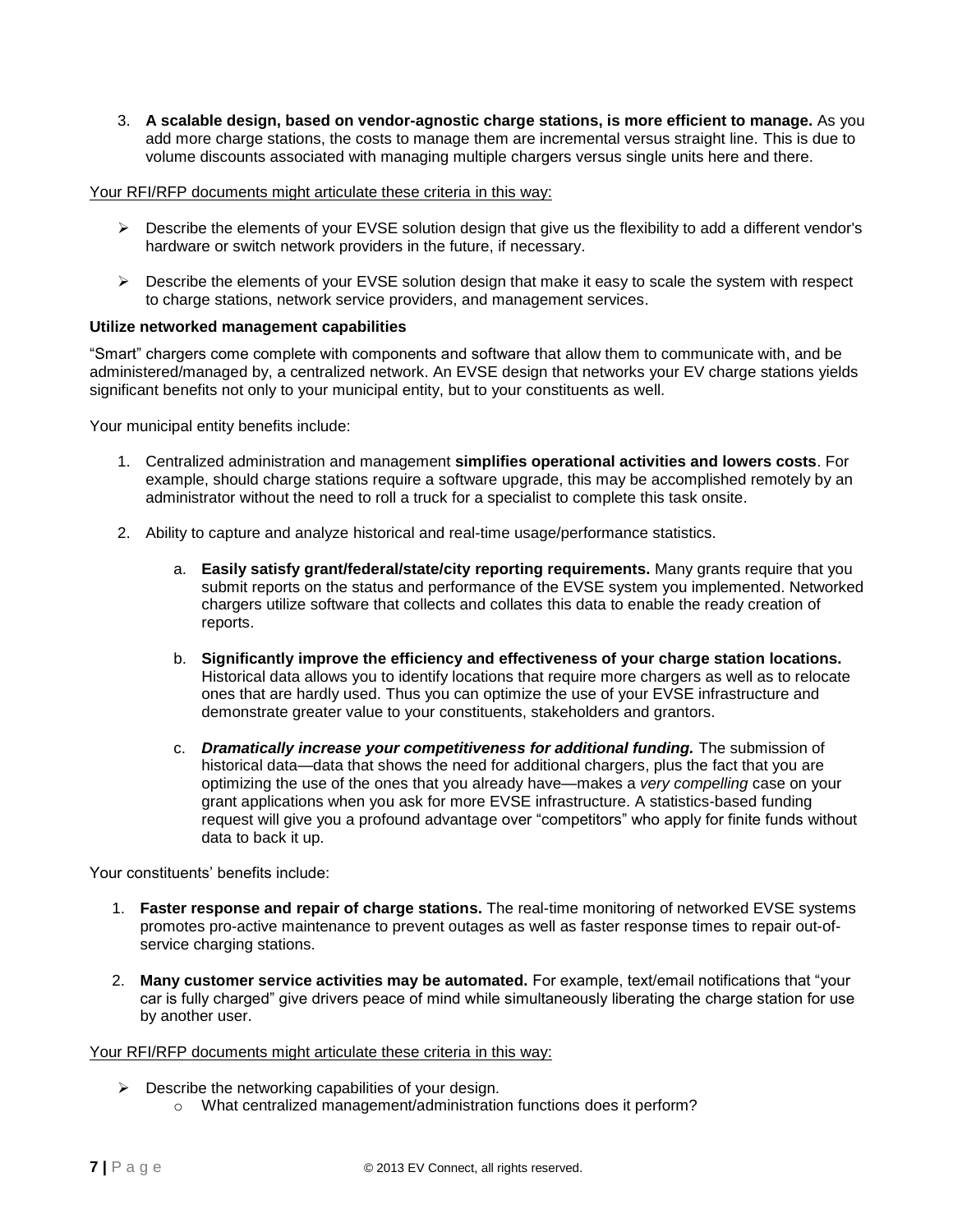3. **A scalable design, based on vendor-agnostic charge stations, is more efficient to manage.** As you add more charge stations, the costs to manage them are incremental versus straight line. This is due to volume discounts associated with managing multiple chargers versus single units here and there.

<u>Your RFI/RFP documents might articulate these criteria in this way:</u>

- Describe the elements of your EVSE solution design that give us the flexibility to add a different vendor's hardware or switch network providers in the future, if necessary.

- Describe the elements of your EVSE solution design that make it easy to scale the system with respect to charge stations, network service providers, and management services.

**Utilize networked management capabilities**

"Smart" chargers come complete with components and software that allow them to communicate with, and be administered/managed by, a centralized network. An EVSE design that networks your EV charge stations yields significant benefits not only to your municipal entity, but to your constituents as well.

Your municipal entity benefits include:

1. Centralized administration and management **simplifies operational activities and lowers costs**. For example, should charge stations require a software upgrade, this may be accomplished remotely by an administrator without the need to roll a truck for a specialist to complete this task onsite.

2. Ability to capture and analyze historical and real-time usage/performance statistics.

    a. **Easily satisfy grant/federal/state/city reporting requirements.** Many grants require that you submit reports on the status and performance of the EVSE system you implemented. Networked chargers utilize software that collects and collates this data to enable the ready creation of reports.

    b. **Significantly improve the efficiency and effectiveness of your charge station locations.** Historical data allows you to identify locations that require more chargers as well as to relocate ones that are hardly used. Thus you can optimize the use of your EVSE infrastructure and demonstrate greater value to your constituents, stakeholders and grantors.

    c. ***Dramatically increase your competitiveness for additional funding.*** The submission of historical data—data that shows the need for additional chargers, plus the fact that you are optimizing the use of the ones that you already have—makes a *very compelling* case on your grant applications when you ask for more EVSE infrastructure. A statistics-based funding request will give you a profound advantage over "competitors" who apply for finite funds without data to back it up.

Your constituents' benefits include:

1. **Faster response and repair of charge stations.** The real-time monitoring of networked EVSE systems promotes pro-active maintenance to prevent outages as well as faster response times to repair out-of-service charging stations.

2. **Many customer service activities may be automated.** For example, text/email notifications that "your car is fully charged" give drivers peace of mind while simultaneously liberating the charge station for use by another user.

<u>Your RFI/RFP documents might articulate these criteria in this way:</u>

- Describe the networking capabilities of your design.
    - What centralized management/administration functions does it perform?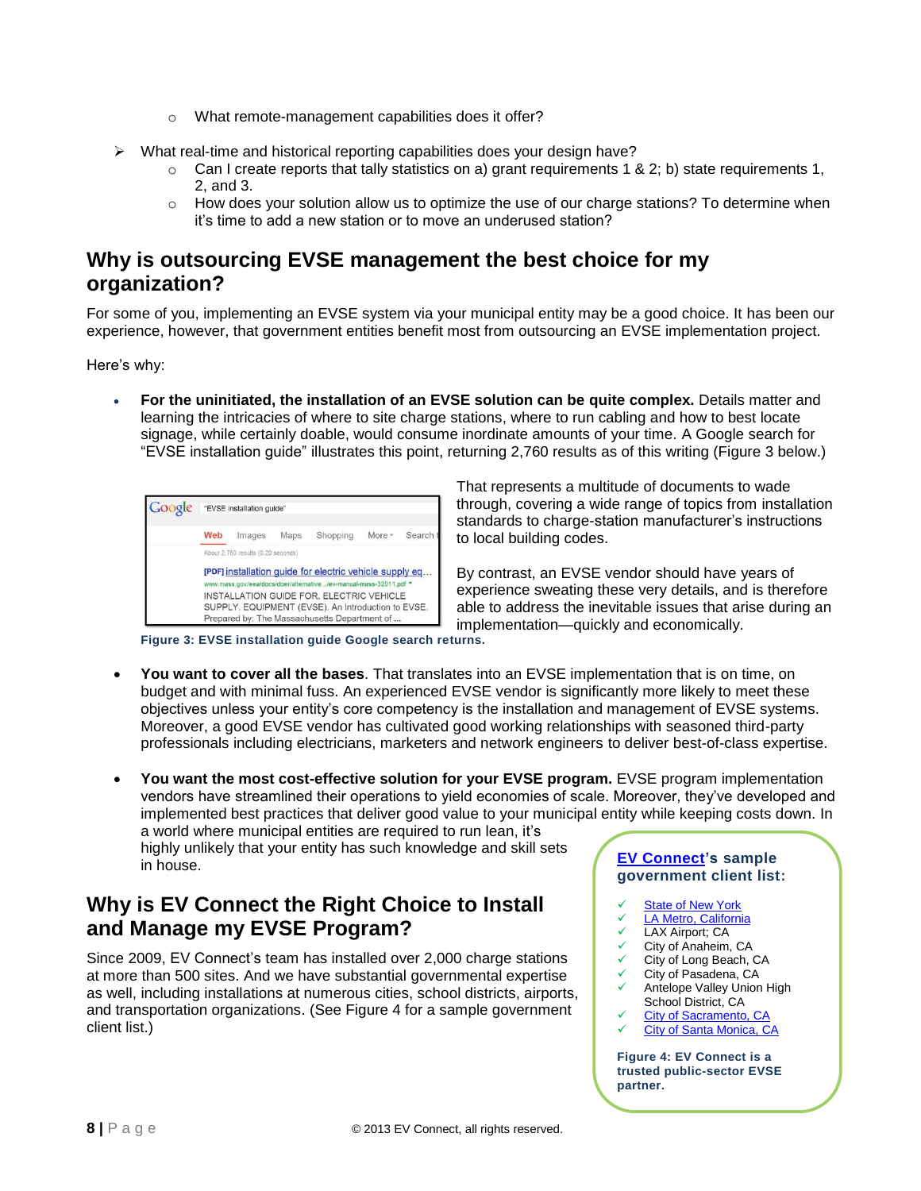- What remote-management capabilities does it offer?

- What real-time and historical reporting capabilities does your design have?
  - Can I create reports that tally statistics on a) grant requirements 1 & 2; b) state requirements 1, 2, and 3.
  - How does your solution allow us to optimize the use of our charge stations? To determine when it's time to add a new station or to move an underused station?

## Why is outsourcing EVSE management the best choice for my organization?

For some of you, implementing an EVSE system via your municipal entity may be a good choice. It has been our experience, however, that government entities benefit most from outsourcing an EVSE implementation project.

Here's why:

- **For the uninitiated, the installation of an EVSE solution can be quite complex.** Details matter and learning the intricacies of where to site charge stations, where to run cabling and how to best locate signage, while certainly doable, would consume inordinate amounts of your time. A Google search for "EVSE installation guide" illustrates this point, returning 2,760 results as of this writing (Figure 3 below.)

  Figure 3: EVSE installation guide Google search returns.

  That represents a multitude of documents to wade through, covering a wide range of topics from installation standards to charge-station manufacturer's instructions to local building codes.

  By contrast, an EVSE vendor should have years of experience sweating these very details, and is therefore able to address the inevitable issues that arise during an implementation—quickly and economically.

- **You want to cover all the bases**. That translates into an EVSE implementation that is on time, on budget and with minimal fuss. An experienced EVSE vendor is significantly more likely to meet these objectives unless your entity's core competency is the installation and management of EVSE systems. Moreover, a good EVSE vendor has cultivated good working relationships with seasoned third-party professionals including electricians, marketers and network engineers to deliver best-of-class expertise.

- **You want the most cost-effective solution for your EVSE program.** EVSE program implementation vendors have streamlined their operations to yield economies of scale. Moreover, they've developed and implemented best practices that deliver good value to your municipal entity while keeping costs down. In a world where municipal entities are required to run lean, it's highly unlikely that your entity has such knowledge and skill sets in house.

## Why is EV Connect the Right Choice to Install and Manage my EVSE Program?

Since 2009, EV Connect's team has installed over 2,000 charge stations at more than 500 sites. And we have substantial governmental expertise as well, including installations at numerous cities, school districts, airports, and transportation organizations. (See Figure 4 for a sample government client list.)

**EV Connect's sample government client list:**

- ✓ State of New York
- ✓ LA Metro, California
- ✓ LAX Airport; CA
- ✓ City of Anaheim, CA
- ✓ City of Long Beach, CA
- ✓ City of Pasadena, CA
- ✓ Antelope Valley Union High School District, CA
- ✓ City of Sacramento, CA
- ✓ City of Santa Monica, CA

**Figure 4: EV Connect is a trusted public-sector EVSE partner.**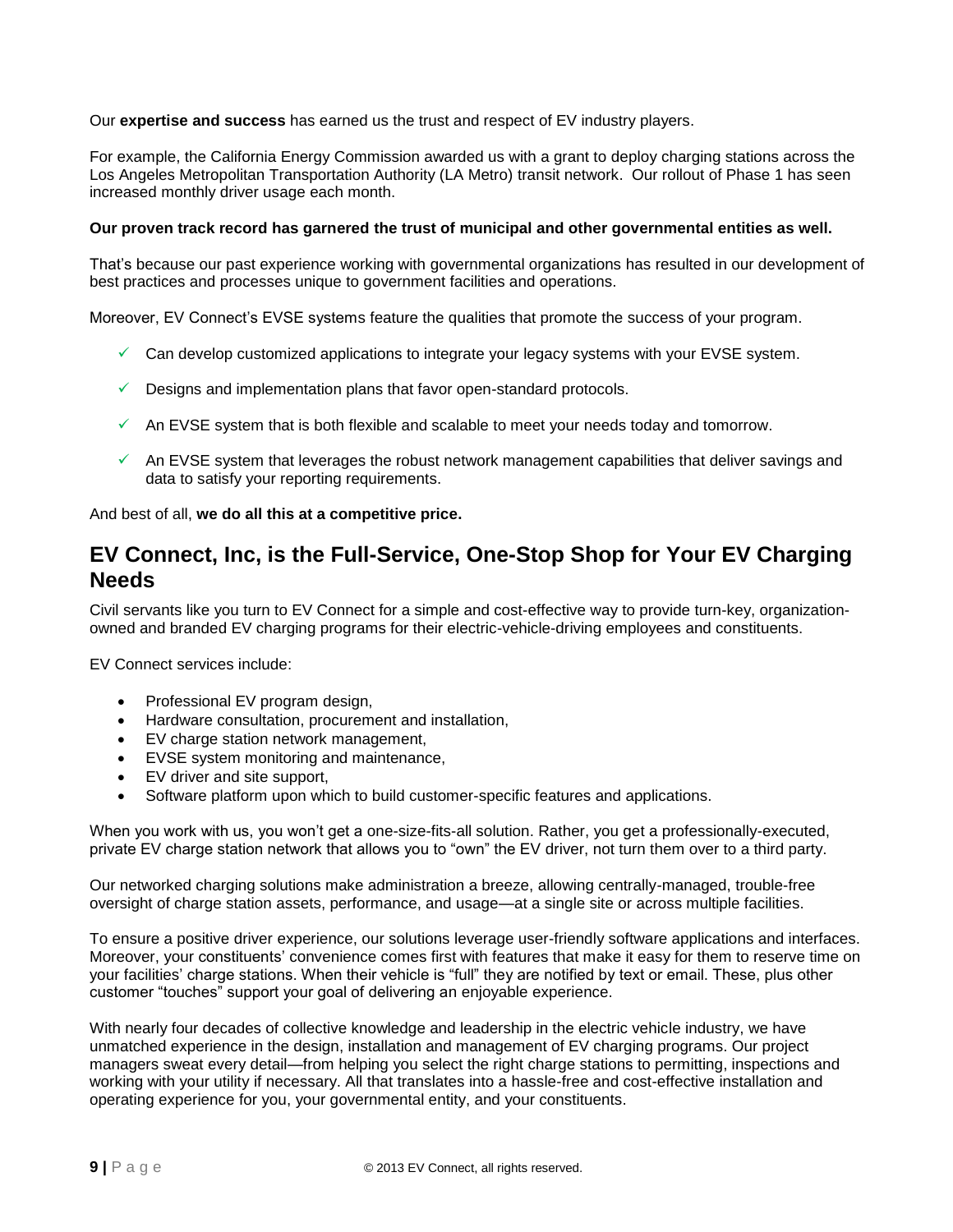Our **expertise and success** has earned us the trust and respect of EV industry players.

For example, the California Energy Commission awarded us with a grant to deploy charging stations across the Los Angeles Metropolitan Transportation Authority (LA Metro) transit network. Our rollout of Phase 1 has seen increased monthly driver usage each month.

**Our proven track record has garnered the trust of municipal and other governmental entities as well.**

That's because our past experience working with governmental organizations has resulted in our development of best practices and processes unique to government facilities and operations.

Moreover, EV Connect's EVSE systems feature the qualities that promote the success of your program.

- ✓ Can develop customized applications to integrate your legacy systems with your EVSE system.
- ✓ Designs and implementation plans that favor open-standard protocols.
- ✓ An EVSE system that is both flexible and scalable to meet your needs today and tomorrow.
- ✓ An EVSE system that leverages the robust network management capabilities that deliver savings and data to satisfy your reporting requirements.

And best of all, **we do all this at a competitive price.**

## EV Connect, Inc, is the Full-Service, One-Stop Shop for Your EV Charging Needs

Civil servants like you turn to EV Connect for a simple and cost-effective way to provide turn-key, organization-owned and branded EV charging programs for their electric-vehicle-driving employees and constituents.

EV Connect services include:

- Professional EV program design,
- Hardware consultation, procurement and installation,
- EV charge station network management,
- EVSE system monitoring and maintenance,
- EV driver and site support,
- Software platform upon which to build customer-specific features and applications.

When you work with us, you won't get a one-size-fits-all solution. Rather, you get a professionally-executed, private EV charge station network that allows you to "own" the EV driver, not turn them over to a third party.

Our networked charging solutions make administration a breeze, allowing centrally-managed, trouble-free oversight of charge station assets, performance, and usage—at a single site or across multiple facilities.

To ensure a positive driver experience, our solutions leverage user-friendly software applications and interfaces. Moreover, your constituents' convenience comes first with features that make it easy for them to reserve time on your facilities' charge stations. When their vehicle is "full" they are notified by text or email. These, plus other customer "touches" support your goal of delivering an enjoyable experience.

With nearly four decades of collective knowledge and leadership in the electric vehicle industry, we have unmatched experience in the design, installation and management of EV charging programs. Our project managers sweat every detail—from helping you select the right charge stations to permitting, inspections and working with your utility if necessary. All that translates into a hassle-free and cost-effective installation and operating experience for you, your governmental entity, and your constituents.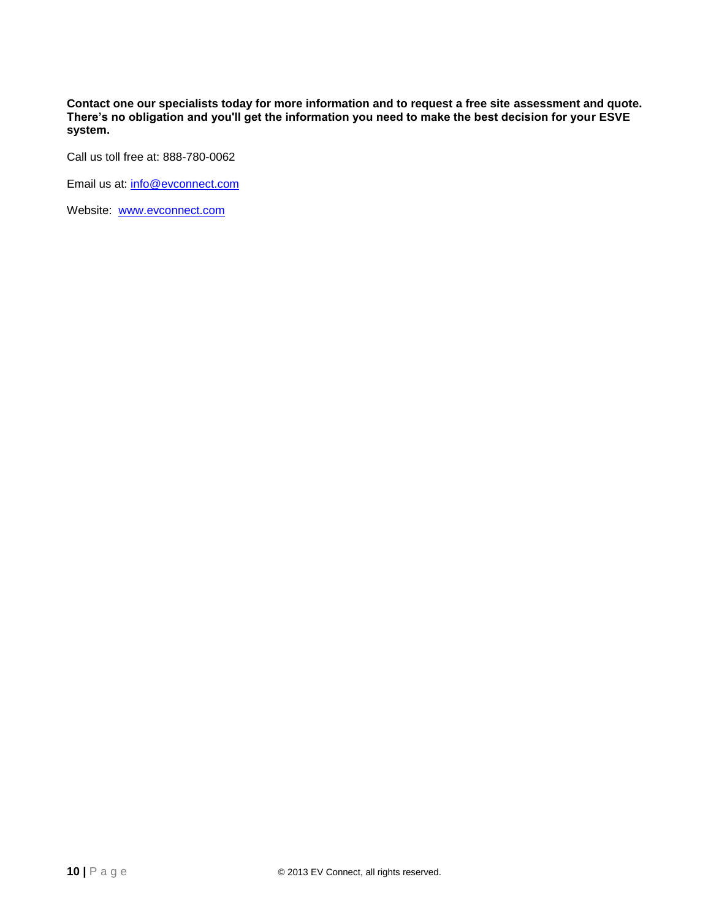**Contact one our specialists today for more information and to request a free site assessment and quote. There's no obligation and you'll get the information you need to make the best decision for your ESVE system.**

Call us toll free at: 888-780-0062

Email us at: info@evconnect.com

Website: www.evconnect.com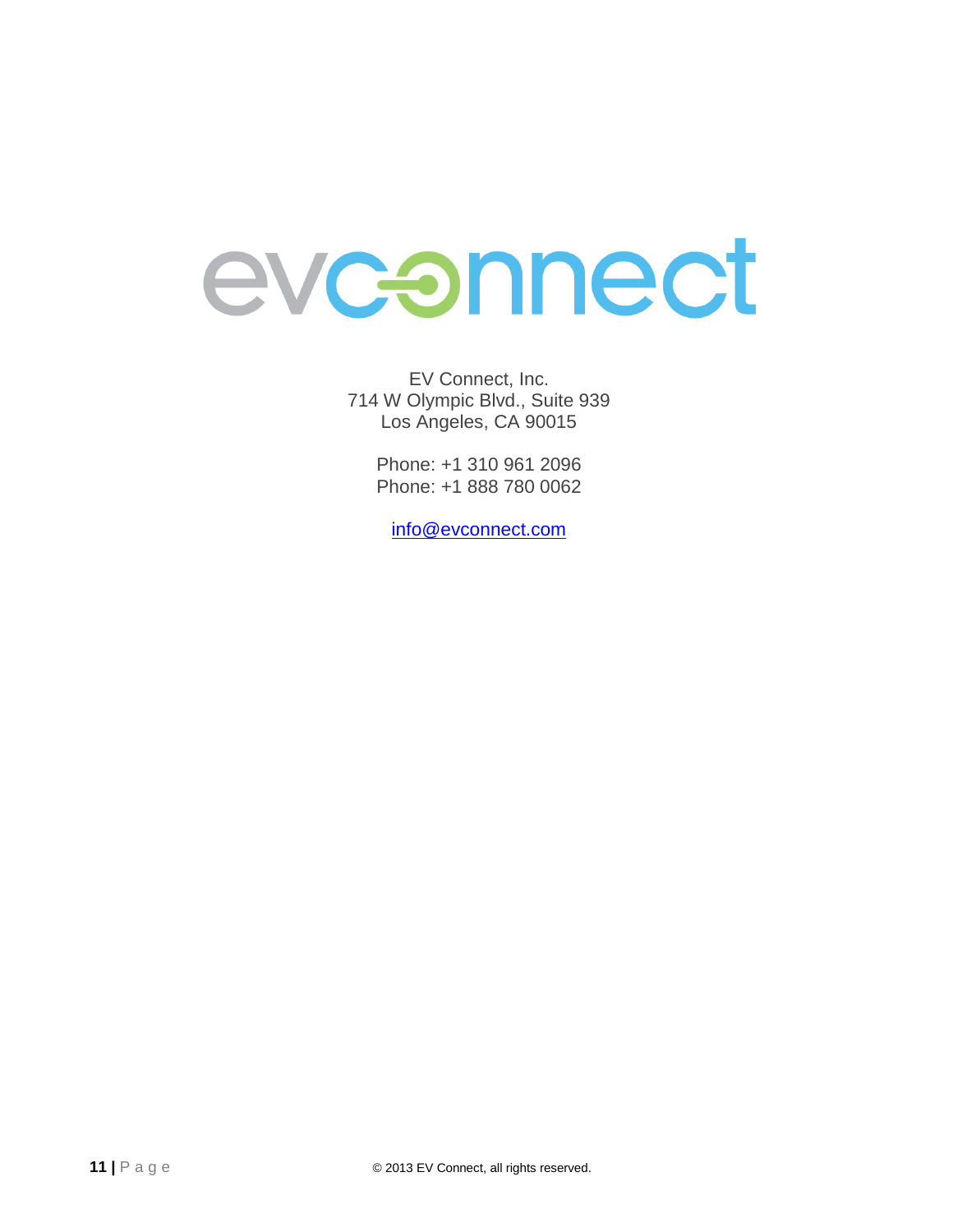evconnect

EV Connect, Inc.
714 W Olympic Blvd., Suite 939
Los Angeles, CA 90015

Phone: +1 310 961 2096
Phone: +1 888 780 0062

info@evconnect.com

© 2013 EV Connect, all rights reserved.